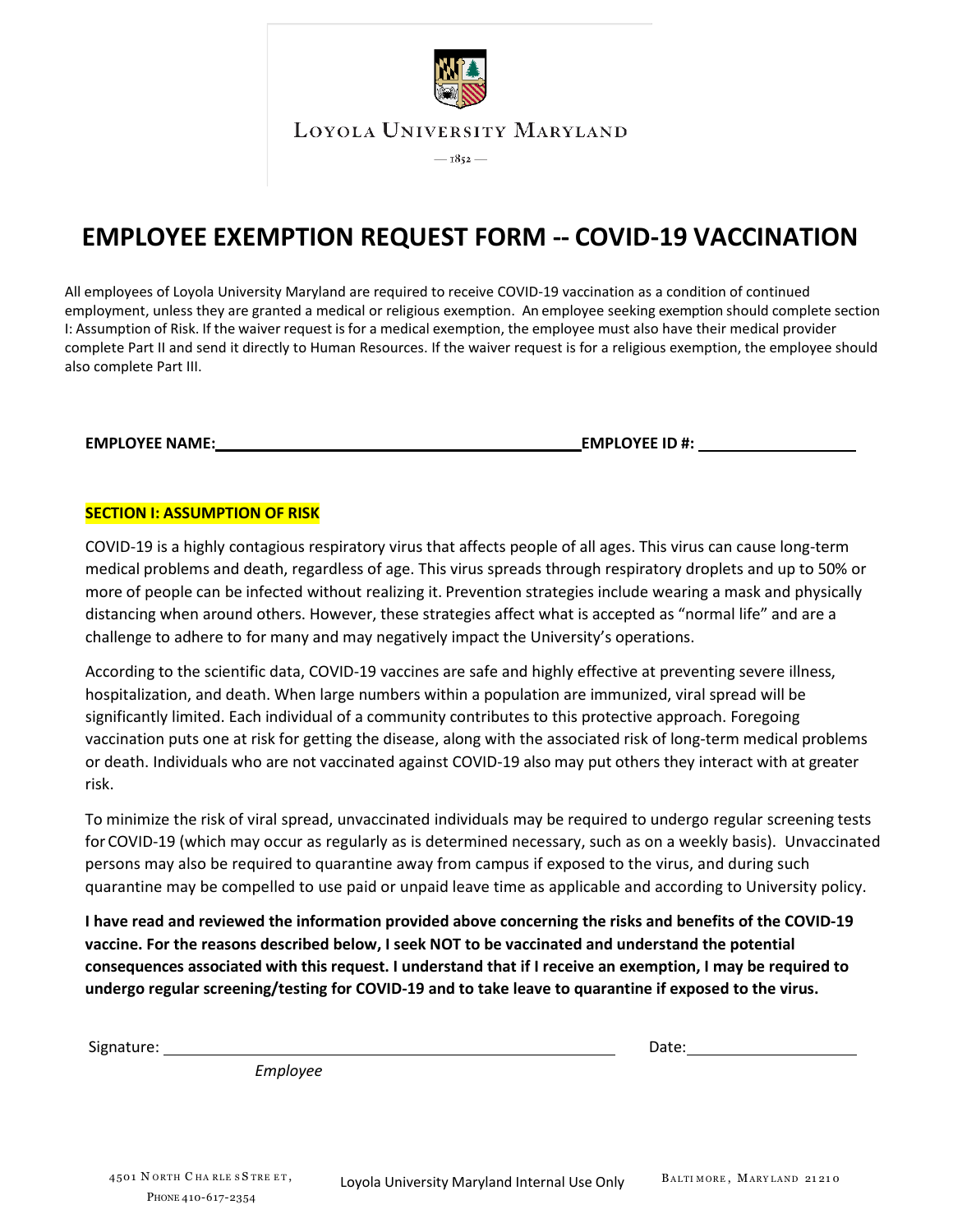LOYOLA UNIVERSITY MARYLAND

— 1852 —

# EMPLOYEE EXEMPTION REQUEST FORM -- COVID-19 VACCINATION

All employees of Loyola University Maryland are required to receive COVID-19 vaccination as a condition of continued employment, unless they are granted a medical or religious exemption. An employee seeking exemption should complete section I: Assumption of Risk. If the waiver request is for a medical exemption, the employee must also have their medical provider complete Part II and send it directly to Human Resources. If the waiver request is for a religious exemption, the employee should also complete Part III.

**EMPLOYEE NAME:**\_\_\_\_\_\_\_\_\_\_\_\_\_\_\_\_\_\_\_\_\_\_\_\_\_\_\_\_\_\_\_\_\_\_\_\_\_\_\_\_ **EMPLOYEE ID #:** \_\_\_\_\_\_\_\_\_\_\_\_\_\_\_\_\_\_

## SECTION I: ASSUMPTION OF RISK

COVID-19 is a highly contagious respiratory virus that affects people of all ages. This virus can cause long-term medical problems and death, regardless of age. This virus spreads through respiratory droplets and up to 50% or more of people can be infected without realizing it. Prevention strategies include wearing a mask and physically distancing when around others. However, these strategies affect what is accepted as "normal life" and are a challenge to adhere to for many and may negatively impact the University's operations.

According to the scientific data, COVID-19 vaccines are safe and highly effective at preventing severe illness, hospitalization, and death. When large numbers within a population are immunized, viral spread will be significantly limited. Each individual of a community contributes to this protective approach. Foregoing vaccination puts one at risk for getting the disease, along with the associated risk of long-term medical problems or death. Individuals who are not vaccinated against COVID-19 also may put others they interact with at greater risk.

To minimize the risk of viral spread, unvaccinated individuals may be required to undergo regular screening tests for COVID-19 (which may occur as regularly as is determined necessary, such as on a weekly basis). Unvaccinated persons may also be required to quarantine away from campus if exposed to the virus, and during such quarantine may be compelled to use paid or unpaid leave time as applicable and according to University policy.

**I have read and reviewed the information provided above concerning the risks and benefits of the COVID-19 vaccine. For the reasons described below, I seek NOT to be vaccinated and understand the potential consequences associated with this request. I understand that if I receive an exemption, I may be required to undergo regular screening/testing for COVID-19 and to take leave to quarantine if exposed to the virus.**

Signature: \_\_\_\_\_\_\_\_\_\_\_\_\_\_\_\_\_\_\_\_\_\_\_\_\_\_\_\_\_\_\_\_\_\_\_\_\_\_\_\_\_\_\_\_\_\_\_\_ Date: \_\_\_\_\_\_\_\_\_\_\_\_\_\_\_\_\_\_\_\_

*Employee*

4501 NORTH CHARLES STREET, BALTIMORE, MARYLAND 21210

PHONE 410-617-2354

Loyola University Maryland Internal Use Only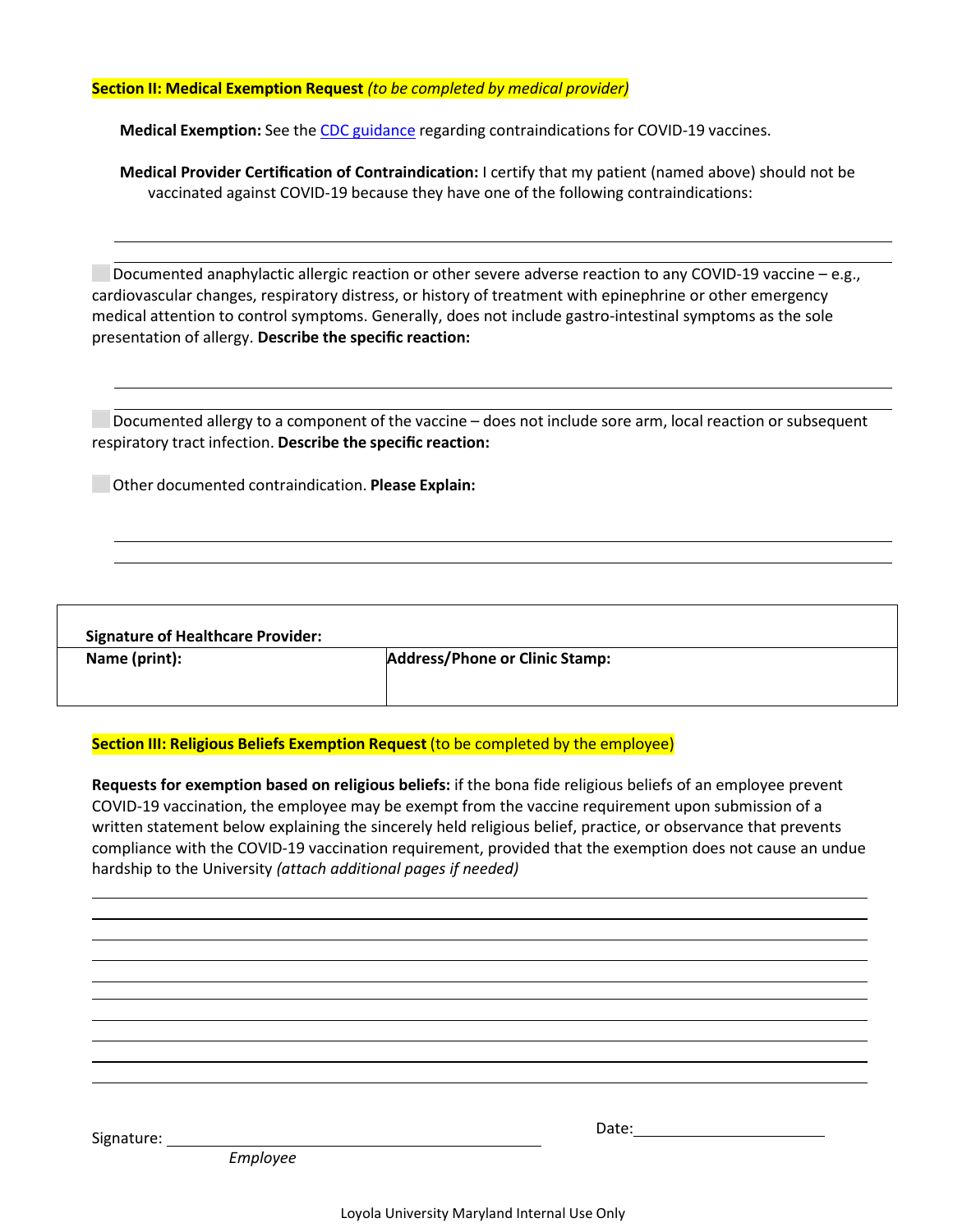**Section II: Medical Exemption Request** *(to be completed by medical provider)*

**Medical Exemption:** See the CDC guidance regarding contraindications for COVID-19 vaccines.

**Medical Provider Certification of Contraindication:** I certify that my patient (named above) should not be vaccinated against COVID-19 because they have one of the following contraindications:

☐ Documented anaphylactic allergic reaction or other severe adverse reaction to any COVID-19 vaccine – e.g., cardiovascular changes, respiratory distress, or history of treatment with epinephrine or other emergency medical attention to control symptoms. Generally, does not include gastro-intestinal symptoms as the sole presentation of allergy. **Describe the specific reaction:**

☐ Documented allergy to a component of the vaccine – does not include sore arm, local reaction or subsequent respiratory tract infection. **Describe the specific reaction:**

☐ Other documented contraindication. **Please Explain:**

| **Signature of Healthcare Provider:** | |
|---|---|
| **Name (print):** | **Address/Phone or Clinic Stamp:** |

**Section III: Religious Beliefs Exemption Request** (to be completed by the employee)

**Requests for exemption based on religious beliefs:** if the bona fide religious beliefs of an employee prevent COVID-19 vaccination, the employee may be exempt from the vaccine requirement upon submission of a written statement below explaining the sincerely held religious belief, practice, or observance that prevents compliance with the COVID-19 vaccination requirement, provided that the exemption does not cause an undue hardship to the University *(attach additional pages if needed)*

Signature: ______________________________ Date: ____________________

*Employee*

Loyola University Maryland Internal Use Only